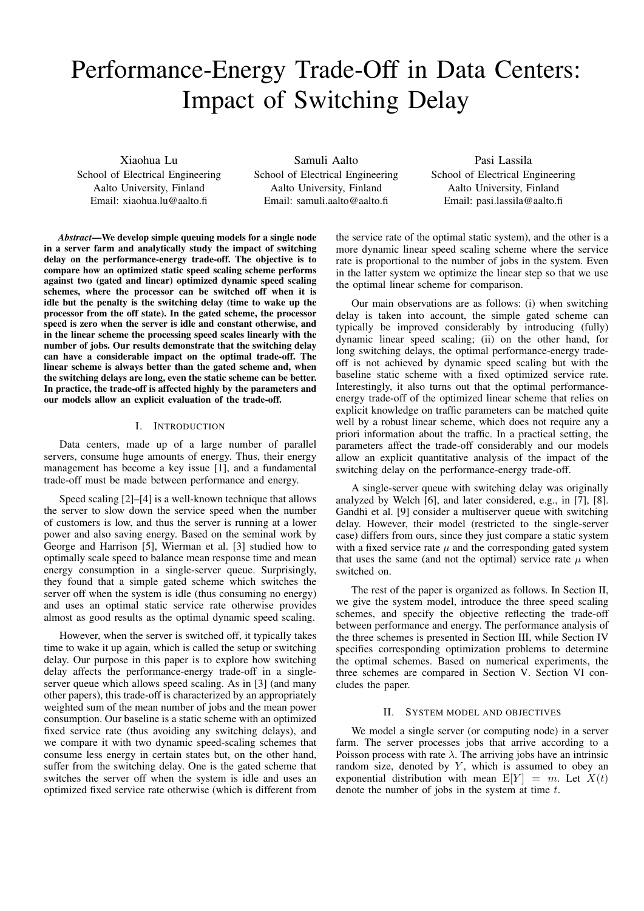# Performance-Energy Trade-Off in Data Centers: Impact of Switching Delay

Xiaohua Lu
School of Electrical Engineering
Aalto University, Finland
Email: xiaohua.lu@aalto.fi

Samuli Aalto
School of Electrical Engineering
Aalto University, Finland
Email: samuli.aalto@aalto.fi

Pasi Lassila
School of Electrical Engineering
Aalto University, Finland
Email: pasi.lassila@aalto.fi

***Abstract*—We develop simple queuing models for a single node in a server farm and analytically study the impact of switching delay on the performance-energy trade-off. The objective is to compare how an optimized static speed scaling scheme performs against two (gated and linear) optimized dynamic speed scaling schemes, where the processor can be switched off when it is idle but the penalty is the switching delay (time to wake up the processor from the off state). In the gated scheme, the processor speed is zero when the server is idle and constant otherwise, and in the linear scheme the processing speed scales linearly with the number of jobs. Our results demonstrate that the switching delay can have a considerable impact on the optimal trade-off. The linear scheme is always better than the gated scheme and, when the switching delays are long, even the static scheme can be better. In practice, the trade-off is affected highly by the parameters and our models allow an explicit evaluation of the trade-off.**

## I. Introduction

Data centers, made up of a large number of parallel servers, consume huge amounts of energy. Thus, their energy management has become a key issue [1], and a fundamental trade-off must be made between performance and energy.

Speed scaling [2]–[4] is a well-known technique that allows the server to slow down the service speed when the number of customers is low, and thus the server is running at a lower power and also saving energy. Based on the seminal work by George and Harrison [5], Wierman et al. [3] studied how to optimally scale speed to balance mean response time and mean energy consumption in a single-server queue. Surprisingly, they found that a simple gated scheme which switches the server off when the system is idle (thus consuming no energy) and uses an optimal static service rate otherwise provides almost as good results as the optimal dynamic speed scaling.

However, when the server is switched off, it typically takes time to wake it up again, which is called the setup or switching delay. Our purpose in this paper is to explore how switching delay affects the performance-energy trade-off in a single-server queue which allows speed scaling. As in [3] (and many other papers), this trade-off is characterized by an appropriately weighted sum of the mean number of jobs and the mean power consumption. Our baseline is a static scheme with an optimized fixed service rate (thus avoiding any switching delays), and we compare it with two dynamic speed-scaling schemes that consume less energy in certain states but, on the other hand, suffer from the switching delay. One is the gated scheme that switches the server off when the system is idle and uses an optimized fixed service rate otherwise (which is different from the service rate of the optimal static system), and the other is a more dynamic linear speed scaling scheme where the service rate is proportional to the number of jobs in the system. Even in the latter system we optimize the linear step so that we use the optimal linear scheme for comparison.

Our main observations are as follows: (i) when switching delay is taken into account, the simple gated scheme can typically be improved considerably by introducing (fully) dynamic linear speed scaling; (ii) on the other hand, for long switching delays, the optimal performance-energy trade-off is not achieved by dynamic speed scaling but with the baseline static scheme with a fixed optimized service rate. Interestingly, it also turns out that the optimal performance-energy trade-off of the optimized linear scheme that relies on explicit knowledge on traffic parameters can be matched quite well by a robust linear scheme, which does not require any a priori information about the traffic. In a practical setting, the parameters affect the trade-off considerably and our models allow an explicit quantitative analysis of the impact of the switching delay on the performance-energy trade-off.

A single-server queue with switching delay was originally analyzed by Welch [6], and later considered, e.g., in [7], [8]. Gandhi et al. [9] consider a multiserver queue with switching delay. However, their model (restricted to the single-server case) differs from ours, since they just compare a static system with a fixed service rate $\mu$ and the corresponding gated system that uses the same (and not the optimal) service rate $\mu$ when switched on.

The rest of the paper is organized as follows. In Section II, we give the system model, introduce the three speed scaling schemes, and specify the objective reflecting the trade-off between performance and energy. The performance analysis of the three schemes is presented in Section III, while Section IV specifies corresponding optimization problems to determine the optimal schemes. Based on numerical experiments, the three schemes are compared in Section V. Section VI concludes the paper.

## II. System model and objectives

We model a single server (or computing node) in a server farm. The server processes jobs that arrive according to a Poisson process with rate $\lambda$. The arriving jobs have an intrinsic random size, denoted by $Y$, which is assumed to obey an exponential distribution with mean $\mathrm{E}[Y] = m$. Let $X(t)$ denote the number of jobs in the system at time $t$.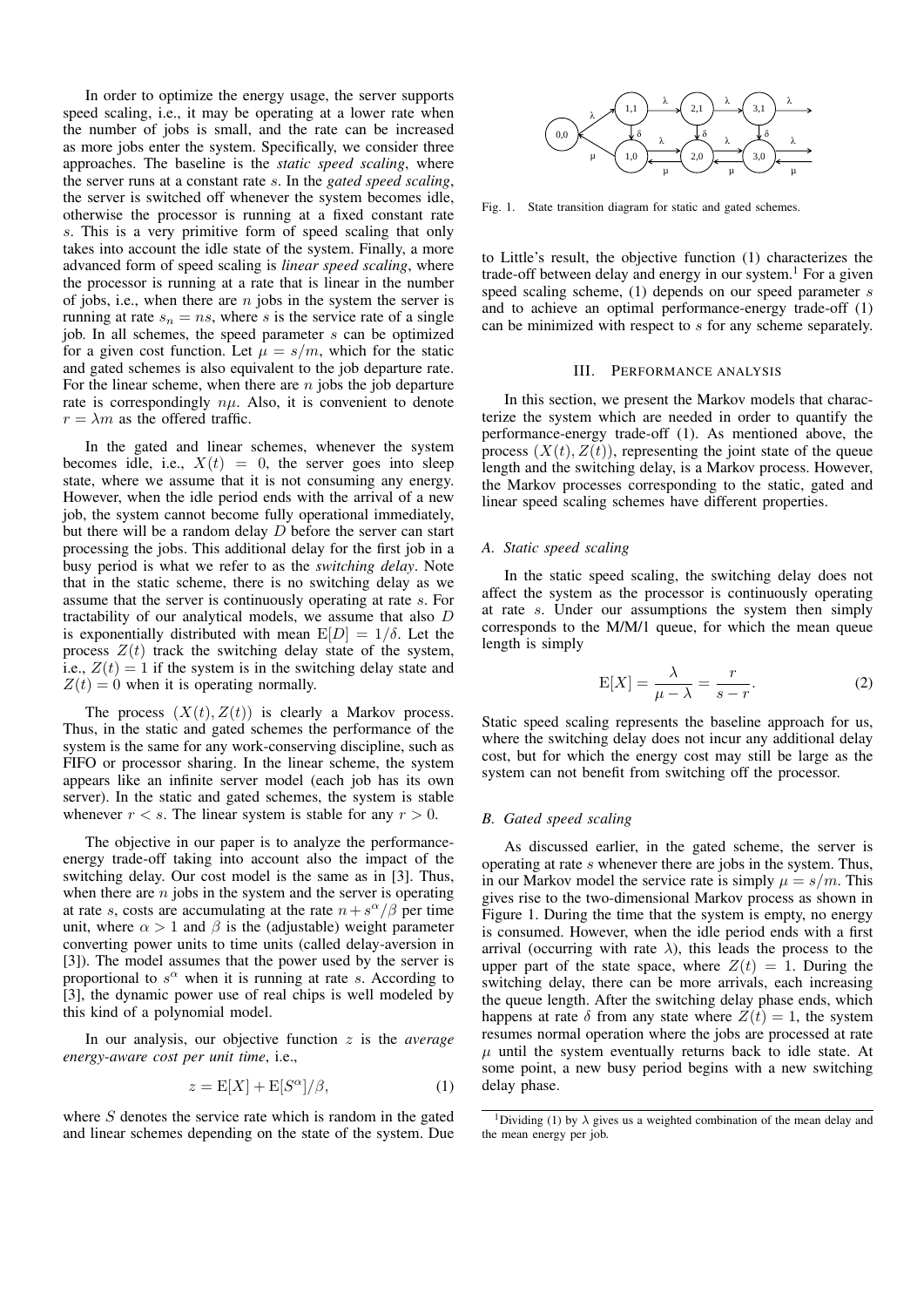In order to optimize the energy usage, the server supports speed scaling, i.e., it may be operating at a lower rate when the number of jobs is small, and the rate can be increased as more jobs enter the system. Specifically, we consider three approaches. The baseline is the *static speed scaling*, where the server runs at a constant rate $s$. In the *gated speed scaling*, the server is switched off whenever the system becomes idle, otherwise the processor is running at a fixed constant rate $s$. This is a very primitive form of speed scaling that only takes into account the idle state of the system. Finally, a more advanced form of speed scaling is *linear speed scaling*, where the processor is running at a rate that is linear in the number of jobs, i.e., when there are $n$ jobs in the system the server is running at rate $s_n = ns$, where $s$ is the service rate of a single job. In all schemes, the speed parameter $s$ can be optimized for a given cost function. Let $\mu = s/m$, which for the static and gated schemes is also equivalent to the job departure rate. For the linear scheme, when there are $n$ jobs the job departure rate is correspondingly $n\mu$. Also, it is convenient to denote $r = \lambda m$ as the offered traffic.

In the gated and linear schemes, whenever the system becomes idle, i.e., $X(t) = 0$, the server goes into sleep state, where we assume that it is not consuming any energy. However, when the idle period ends with the arrival of a new job, the system cannot become fully operational immediately, but there will be a random delay $D$ before the server can start processing the jobs. This additional delay for the first job in a busy period is what we refer to as the *switching delay*. Note that in the static scheme, there is no switching delay as we assume that the server is continuously operating at rate $s$. For tractability of our analytical models, we assume that also $D$ is exponentially distributed with mean $\mathrm{E}[D] = 1/\delta$. Let the process $Z(t)$ track the switching delay state of the system, i.e., $Z(t) = 1$ if the system is in the switching delay state and $Z(t) = 0$ when it is operating normally.

The process $(X(t), Z(t))$ is clearly a Markov process. Thus, in the static and gated schemes the performance of the system is the same for any work-conserving discipline, such as FIFO or processor sharing. In the linear scheme, the system appears like an infinite server model (each job has its own server). In the static and gated schemes, the system is stable whenever $r < s$. The linear system is stable for any $r > 0$.

The objective in our paper is to analyze the performance-energy trade-off taking into account also the impact of the switching delay. Our cost model is the same as in [3]. Thus, when there are $n$ jobs in the system and the server is operating at rate $s$, costs are accumulating at the rate $n + s^\alpha/\beta$ per time unit, where $\alpha > 1$ and $\beta$ is the (adjustable) weight parameter converting power units to time units (called delay-aversion in [3]). The model assumes that the power used by the server is proportional to $s^\alpha$ when it is running at rate $s$. According to [3], the dynamic power use of real chips is well modeled by this kind of a polynomial model.

In our analysis, our objective function $z$ is the *average energy-aware cost per unit time*, i.e.,

$$z = \mathrm{E}[X] + \mathrm{E}[S^\alpha]/\beta, \tag{1}$$

where $S$ denotes the service rate which is random in the gated and linear schemes depending on the state of the system. Due to Little's result, the objective function (1) characterizes the trade-off between delay and energy in our system.[1] For a given speed scaling scheme, (1) depends on our speed parameter $s$ and to achieve an optimal performance-energy trade-off (1) can be minimized with respect to $s$ for any scheme separately.

Fig. 1. State transition diagram for static and gated schemes.

## III. Performance analysis

In this section, we present the Markov models that characterize the system which are needed in order to quantify the performance-energy trade-off (1). As mentioned above, the process $(X(t), Z(t))$, representing the joint state of the queue length and the switching delay, is a Markov process. However, the Markov processes corresponding to the static, gated and linear speed scaling schemes have different properties.

### A. Static speed scaling

In the static speed scaling, the switching delay does not affect the system as the processor is continuously operating at rate $s$. Under our assumptions the system then simply corresponds to the M/M/1 queue, for which the mean queue length is simply

$$\mathrm{E}[X] = \frac{\lambda}{\mu - \lambda} = \frac{r}{s - r}. \tag{2}$$

Static speed scaling represents the baseline approach for us, where the switching delay does not incur any additional delay cost, but for which the energy cost may still be large as the system can not benefit from switching off the processor.

### B. Gated speed scaling

As discussed earlier, in the gated scheme, the server is operating at rate $s$ whenever there are jobs in the system. Thus, in our Markov model the service rate is simply $\mu = s/m$. This gives rise to the two-dimensional Markov process as shown in Figure 1. During the time that the system is empty, no energy is consumed. However, when the idle period ends with a first arrival (occurring with rate $\lambda$), this leads the process to the upper part of the state space, where $Z(t) = 1$. During the switching delay, there can be more arrivals, each increasing the queue length. After the switching delay phase ends, which happens at rate $\delta$ from any state where $Z(t) = 1$, the system resumes normal operation where the jobs are processed at rate $\mu$ until the system eventually returns back to idle state. At some point, a new busy period begins with a new switching delay phase.

[1] Dividing (1) by $\lambda$ gives us a weighted combination of the mean delay and the mean energy per job.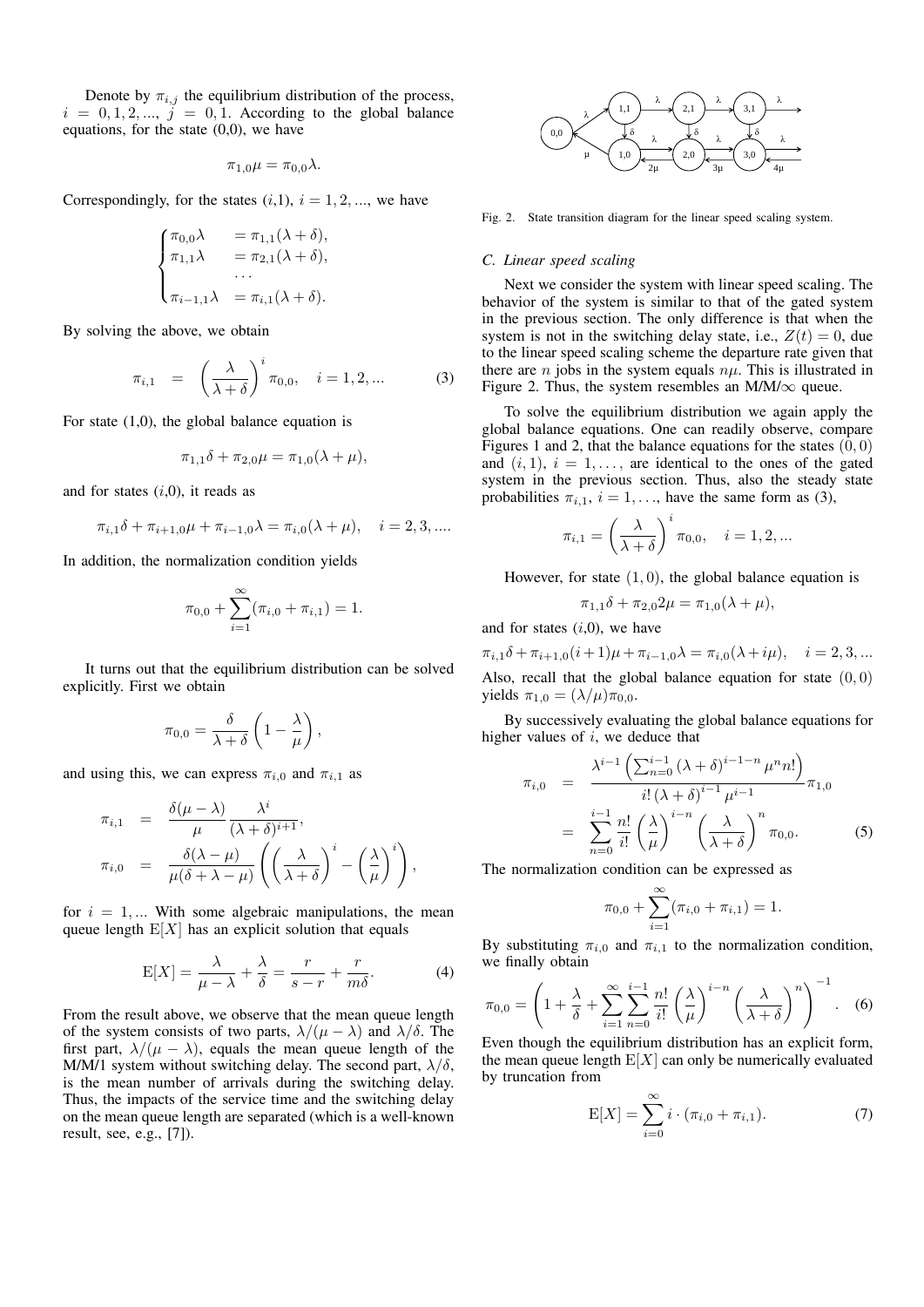Denote by $\pi_{i,j}$ the equilibrium distribution of the process, $i = 0, 1, 2, ..., j = 0, 1$. According to the global balance equations, for the state (0,0), we have

$$\pi_{1,0}\mu = \pi_{0,0}\lambda.$$

Correspondingly, for the states ($i$,1), $i = 1, 2, ...,$ we have

$$\begin{cases} \pi_{0,0}\lambda &= \pi_{1,1}(\lambda + \delta), \\ \pi_{1,1}\lambda &= \pi_{2,1}(\lambda + \delta), \\ & \dots \\ \pi_{i-1,1}\lambda &= \pi_{i,1}(\lambda + \delta). \end{cases}$$

By solving the above, we obtain

$$\pi_{i,1} = \left(\frac{\lambda}{\lambda + \delta}\right)^i \pi_{0,0}, \quad i = 1, 2, ... \tag{3}$$

For state (1,0), the global balance equation is

$$\pi_{1,1}\delta + \pi_{2,0}\mu = \pi_{1,0}(\lambda + \mu),$$

and for states ($i$,0), it reads as

$$\pi_{i,1}\delta + \pi_{i+1,0}\mu + \pi_{i-1,0}\lambda = \pi_{i,0}(\lambda + \mu), \quad i = 2, 3, ....$$

In addition, the normalization condition yields

$$\pi_{0,0} + \sum_{i=1}^{\infty}(\pi_{i,0} + \pi_{i,1}) = 1.$$

It turns out that the equilibrium distribution can be solved explicitly. First we obtain

$$\pi_{0,0} = \frac{\delta}{\lambda + \delta}\left(1 - \frac{\lambda}{\mu}\right),$$

and using this, we can express $\pi_{i,0}$ and $\pi_{i,1}$ as

$$\begin{aligned} \pi_{i,1} &= \frac{\delta(\mu - \lambda)}{\mu}\frac{\lambda^i}{(\lambda + \delta)^{i+1}}, \\ \pi_{i,0} &= \frac{\delta(\lambda - \mu)}{\mu(\delta + \lambda - \mu)}\left(\left(\frac{\lambda}{\lambda + \delta}\right)^i - \left(\frac{\lambda}{\mu}\right)^i\right), \end{aligned}$$

for $i = 1, ...$ With some algebraic manipulations, the mean queue length $\mathrm{E}[X]$ has an explicit solution that equals

$$\mathrm{E}[X] = \frac{\lambda}{\mu - \lambda} + \frac{\lambda}{\delta} = \frac{r}{s - r} + \frac{r}{m\delta}. \tag{4}$$

From the result above, we observe that the mean queue length of the system consists of two parts, $\lambda/(\mu - \lambda)$ and $\lambda/\delta$. The first part, $\lambda/(\mu - \lambda)$, equals the mean queue length of the M/M/1 system without switching delay. The second part, $\lambda/\delta$, is the mean number of arrivals during the switching delay. Thus, the impacts of the service time and the switching delay on the mean queue length are separated (which is a well-known result, see, e.g., [7]).

Fig. 2. State transition diagram for the linear speed scaling system.

### C. Linear speed scaling

Next we consider the system with linear speed scaling. The behavior of the system is similar to that of the gated system in the previous section. The only difference is that when the system is not in the switching delay state, i.e., $Z(t) = 0$, due to the linear speed scaling scheme the departure rate given that there are $n$ jobs in the system equals $n\mu$. This is illustrated in Figure 2. Thus, the system resembles an M/M/$\infty$ queue.

To solve the equilibrium distribution we again apply the global balance equations. One can readily observe, compare Figures 1 and 2, that the balance equations for the states $(0, 0)$ and $(i, 1)$, $i = 1, \ldots,$ are identical to the ones of the gated system in the previous section. Thus, also the steady state probabilities $\pi_{i,1}$, $i = 1, \ldots$, have the same form as (3),

$$\pi_{i,1} = \left(\frac{\lambda}{\lambda + \delta}\right)^i \pi_{0,0}, \quad i = 1, 2, ...$$

However, for state $(1, 0)$, the global balance equation is

$$\pi_{1,1}\delta + \pi_{2,0}2\mu = \pi_{1,0}(\lambda + \mu),$$

and for states ($i$,0), we have

$$\pi_{i,1}\delta + \pi_{i+1,0}(i+1)\mu + \pi_{i-1,0}\lambda = \pi_{i,0}(\lambda + i\mu), \quad i = 2, 3, ...$$

Also, recall that the global balance equation for state $(0, 0)$ yields $\pi_{1,0} = (\lambda/\mu)\pi_{0,0}$.

By successively evaluating the global balance equations for higher values of $i$, we deduce that

$$\begin{aligned} \pi_{i,0} &= \frac{\lambda^{i-1}\left(\sum_{n=0}^{i-1}(\lambda + \delta)^{i-1-n}\mu^n n!\right)}{i!\,(\lambda + \delta)^{i-1}\mu^{i-1}}\pi_{1,0} \\ &= \sum_{n=0}^{i-1}\frac{n!}{i!}\left(\frac{\lambda}{\mu}\right)^{i-n}\left(\frac{\lambda}{\lambda + \delta}\right)^n \pi_{0,0}. \end{aligned} \tag{5}$$

The normalization condition can be expressed as

$$\pi_{0,0} + \sum_{i=1}^{\infty}(\pi_{i,0} + \pi_{i,1}) = 1.$$

By substituting $\pi_{i,0}$ and $\pi_{i,1}$ to the normalization condition, we finally obtain

$$\pi_{0,0} = \left(1 + \frac{\lambda}{\delta} + \sum_{i=1}^{\infty}\sum_{n=0}^{i-1}\frac{n!}{i!}\left(\frac{\lambda}{\mu}\right)^{i-n}\left(\frac{\lambda}{\lambda + \delta}\right)^n\right)^{-1}. \tag{6}$$

Even though the equilibrium distribution has an explicit form, the mean queue length $\mathrm{E}[X]$ can only be numerically evaluated by truncation from

$$\mathrm{E}[X] = \sum_{i=0}^{\infty} i \cdot (\pi_{i,0} + \pi_{i,1}). \tag{7}$$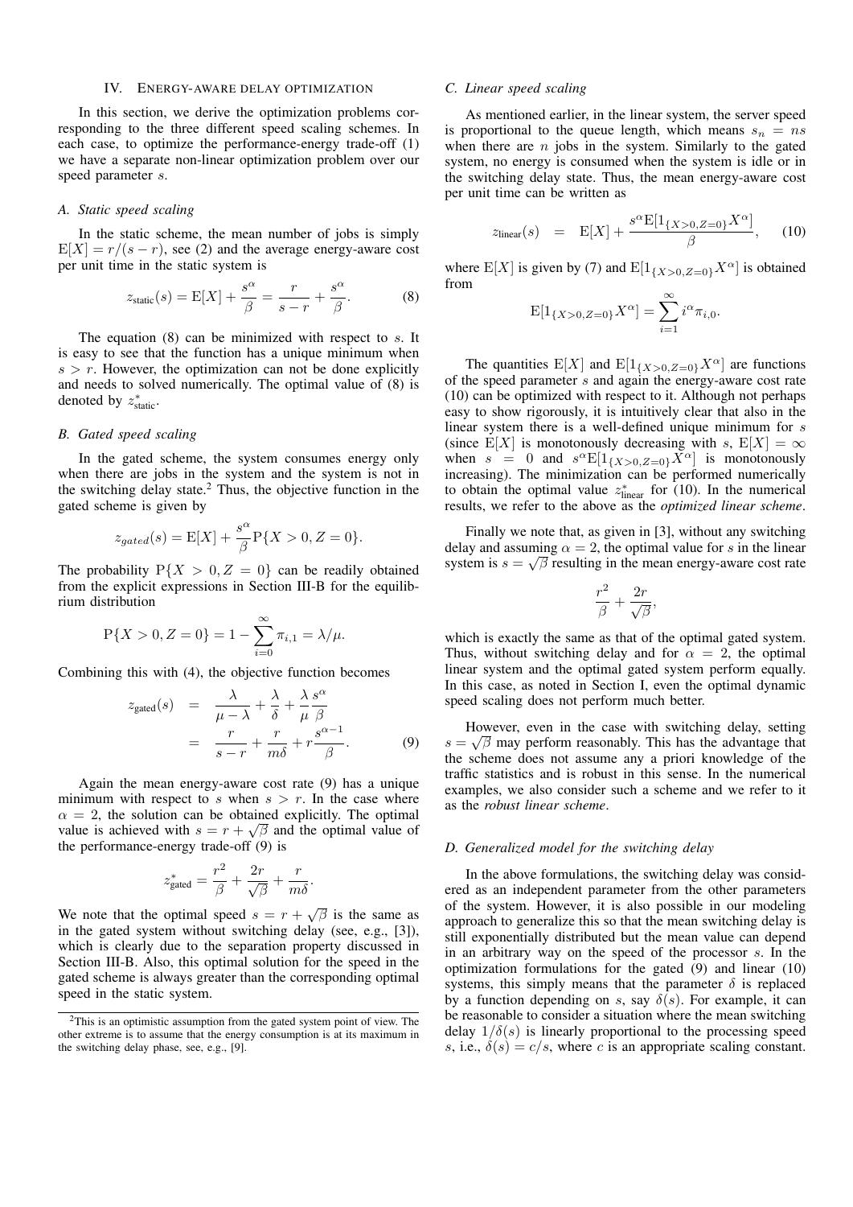## IV. Energy-aware delay optimization

In this section, we derive the optimization problems corresponding to the three different speed scaling schemes. In each case, to optimize the performance-energy trade-off (1) we have a separate non-linear optimization problem over our speed parameter $s$.

### A. Static speed scaling

In the static scheme, the mean number of jobs is simply $\mathrm{E}[X] = r/(s-r)$, see (2) and the average energy-aware cost per unit time in the static system is

$$z_{\text{static}}(s) = \mathrm{E}[X] + \frac{s^\alpha}{\beta} = \frac{r}{s-r} + \frac{s^\alpha}{\beta}. \tag{8}$$

The equation (8) can be minimized with respect to $s$. It is easy to see that the function has a unique minimum when $s > r$. However, the optimization can not be done explicitly and needs to solved numerically. The optimal value of (8) is denoted by $z^*_{\text{static}}$.

### B. Gated speed scaling

In the gated scheme, the system consumes energy only when there are jobs in the system and the system is not in the switching delay state.[2] Thus, the objective function in the gated scheme is given by

$$z_{gated}(s) = \mathrm{E}[X] + \frac{s^\alpha}{\beta}\mathrm{P}\{X > 0, Z = 0\}.$$

The probability $\mathrm{P}\{X > 0, Z = 0\}$ can be readily obtained from the explicit expressions in Section III-B for the equilibrium distribution

$$\mathrm{P}\{X > 0, Z = 0\} = 1 - \sum_{i=0}^{\infty} \pi_{i,1} = \lambda/\mu.$$

Combining this with (4), the objective function becomes

$$\begin{aligned} z_{\text{gated}}(s) &= \frac{\lambda}{\mu - \lambda} + \frac{\lambda}{\delta} + \frac{\lambda}{\mu}\frac{s^\alpha}{\beta} \\ &= \frac{r}{s-r} + \frac{r}{m\delta} + r\frac{s^{\alpha-1}}{\beta}. \end{aligned} \tag{9}$$

Again the mean energy-aware cost rate (9) has a unique minimum with respect to $s$ when $s > r$. In the case where $\alpha = 2$, the solution can be obtained explicitly. The optimal value is achieved with $s = r + \sqrt{\beta}$ and the optimal value of the performance-energy trade-off (9) is

$$z^*_{\text{gated}} = \frac{r^2}{\beta} + \frac{2r}{\sqrt{\beta}} + \frac{r}{m\delta}.$$

We note that the optimal speed $s = r + \sqrt{\beta}$ is the same as in the gated system without switching delay (see, e.g., [3]), which is clearly due to the separation property discussed in Section III-B. Also, this optimal solution for the speed in the gated scheme is always greater than the corresponding optimal speed in the static system.

[2] This is an optimistic assumption from the gated system point of view. The other extreme is to assume that the energy consumption is at its maximum in the switching delay phase, see, e.g., [9].

### C. Linear speed scaling

As mentioned earlier, in the linear system, the server speed is proportional to the queue length, which means $s_n = ns$ when there are $n$ jobs in the system. Similarly to the gated system, no energy is consumed when the system is idle or in the switching delay state. Thus, the mean energy-aware cost per unit time can be written as

$$z_{\text{linear}}(s) = \mathrm{E}[X] + \frac{s^\alpha \mathrm{E}[1_{\{X>0,Z=0\}}X^\alpha]}{\beta}, \tag{10}$$

where $\mathrm{E}[X]$ is given by (7) and $\mathrm{E}[1_{\{X>0,Z=0\}}X^\alpha]$ is obtained from

$$\mathrm{E}[1_{\{X>0,Z=0\}}X^\alpha] = \sum_{i=1}^{\infty} i^\alpha \pi_{i,0}.$$

The quantities $\mathrm{E}[X]$ and $\mathrm{E}[1_{\{X>0,Z=0\}}X^\alpha]$ are functions of the speed parameter $s$ and again the energy-aware cost rate (10) can be optimized with respect to it. Although not perhaps easy to show rigorously, it is intuitively clear that also in the linear system there is a well-defined unique minimum for $s$ (since $\mathrm{E}[X]$ is monotonously decreasing with $s$, $\mathrm{E}[X] = \infty$ when $s = 0$ and $s^\alpha \mathrm{E}[1_{\{X>0,Z=0\}}X^\alpha]$ is monotonously increasing). The minimization can be performed numerically to obtain the optimal value $z^*_{\text{linear}}$ for (10). In the numerical results, we refer to the above as the *optimized linear scheme*.

Finally we note that, as given in [3], without any switching delay and assuming $\alpha = 2$, the optimal value for $s$ in the linear system is $s = \sqrt{\beta}$ resulting in the mean energy-aware cost rate

$$\frac{r^2}{\beta} + \frac{2r}{\sqrt{\beta}},$$

which is exactly the same as that of the optimal gated system. Thus, without switching delay and for $\alpha = 2$, the optimal linear system and the optimal gated system perform equally. In this case, as noted in Section I, even the optimal dynamic speed scaling does not perform much better.

However, even in the case with switching delay, setting $s = \sqrt{\beta}$ may perform reasonably. This has the advantage that the scheme does not assume any a priori knowledge of the traffic statistics and is robust in this sense. In the numerical examples, we also consider such a scheme and we refer to it as the *robust linear scheme*.

### D. Generalized model for the switching delay

In the above formulations, the switching delay was considered as an independent parameter from the other parameters of the system. However, it is also possible in our modeling approach to generalize this so that the mean switching delay is still exponentially distributed but the mean value can depend in an arbitrary way on the speed of the processor $s$. In the optimization formulations for the gated (9) and linear (10) systems, this simply means that the parameter $\delta$ is replaced by a function depending on $s$, say $\delta(s)$. For example, it can be reasonable to consider a situation where the mean switching delay $1/\delta(s)$ is linearly proportional to the processing speed $s$, i.e., $\delta(s) = c/s$, where $c$ is an appropriate scaling constant.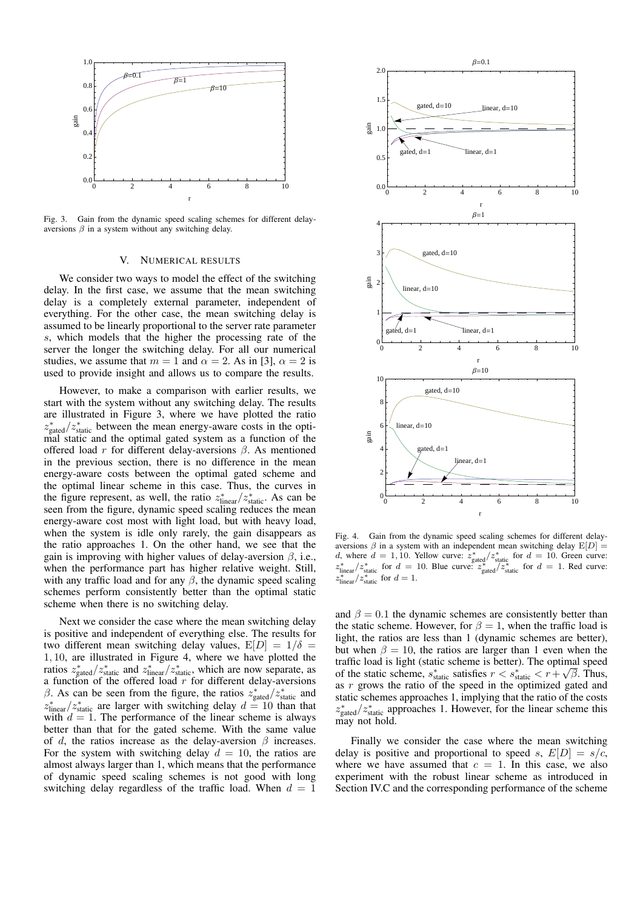Fig. 3. Gain from the dynamic speed scaling schemes for different delay-aversions $\beta$ in a system without any switching delay.

## V. Numerical results

We consider two ways to model the effect of the switching delay. In the first case, we assume that the mean switching delay is a completely external parameter, independent of everything. For the other case, the mean switching delay is assumed to be linearly proportional to the server rate parameter $s$, which models that the higher the processing rate of the server the longer the switching delay. For all our numerical studies, we assume that $m = 1$ and $\alpha = 2$. As in [3], $\alpha = 2$ is used to provide insight and allows us to compare the results.

However, to make a comparison with earlier results, we start with the system without any switching delay. The results are illustrated in Figure 3, where we have plotted the ratio $z^*_{\text{gated}}/z^*_{\text{static}}$ between the mean energy-aware costs in the optimal static and the optimal gated system as a function of the offered load $r$ for different delay-aversions $\beta$. As mentioned in the previous section, there is no difference in the mean energy-aware costs between the optimal gated scheme and the optimal linear scheme in this case. Thus, the curves in the figure represent, as well, the ratio $z^*_{\text{linear}}/z^*_{\text{static}}$. As can be seen from the figure, dynamic speed scaling reduces the mean energy-aware cost most with light load, but with heavy load, when the system is idle only rarely, the gain disappears as the ratio approaches 1. On the other hand, we see that the gain is improving with higher values of delay-aversion $\beta$, i.e., when the performance part has higher relative weight. Still, with any traffic load and for any $\beta$, the dynamic speed scaling schemes perform consistently better than the optimal static scheme when there is no switching delay.

Next we consider the case where the mean switching delay is positive and independent of everything else. The results for two different mean switching delay values, $\mathrm{E}[D] = 1/\delta = 1, 10$, are illustrated in Figure 4, where we have plotted the ratios $z^*_{\text{gated}}/z^*_{\text{static}}$ and $z^*_{\text{linear}}/z^*_{\text{static}}$, which are now separate, as a function of the offered load $r$ for different delay-aversions $\beta$. As can be seen from the figure, the ratios $z^*_{\text{gated}}/z^*_{\text{static}}$ and $z^*_{\text{linear}}/z^*_{\text{static}}$ are larger with switching delay $d = 10$ than that with $d = 1$. The performance of the linear scheme is always better than that for the gated scheme. With the same value of $d$, the ratios increase as the delay-aversion $\beta$ increases. For the system with switching delay $d = 10$, the ratios are almost always larger than 1, which means that the performance of dynamic speed scaling schemes is not good with long switching delay regardless of the traffic load. When $d = 1$ and $\beta = 0.1$ the dynamic schemes are consistently better than the static scheme. However, for $\beta = 1$, when the traffic load is light, the ratios are less than 1 (dynamic schemes are better), but when $\beta = 10$, the ratios are larger than 1 even when the traffic load is light (static scheme is better). The optimal speed of the static scheme, $s^*_{\text{static}}$ satisfies $r < s^*_{\text{static}} < r + \sqrt{\beta}$. Thus, as $r$ grows the ratio of the speed in the optimized gated and static schemes approaches 1, implying that the ratio of the costs $z^*_{\text{gated}}/z^*_{\text{static}}$ approaches 1. However, for the linear scheme this may not hold.

Fig. 4. Gain from the dynamic speed scaling schemes for different delay-aversions $\beta$ in a system with an independent mean switching delay $\mathrm{E}[D] = d$, where $d = 1, 10$. Yellow curve: $z^*_{\text{gated}}/z^*_{\text{static}}$ for $d = 10$. Green curve: $z^*_{\text{linear}}/z^*_{\text{static}}$ for $d = 10$. Blue curve: $z^*_{\text{gated}}/z^*_{\text{static}}$ for $d = 1$. Red curve: $z^*_{\text{linear}}/z^*_{\text{static}}$ for $d = 1$.

Finally we consider the case where the mean switching delay is positive and proportional to speed $s$, $E[D] = s/c$, where we have assumed that $c = 1$. In this case, we also experiment with the robust linear scheme as introduced in Section IV.C and the corresponding performance of the scheme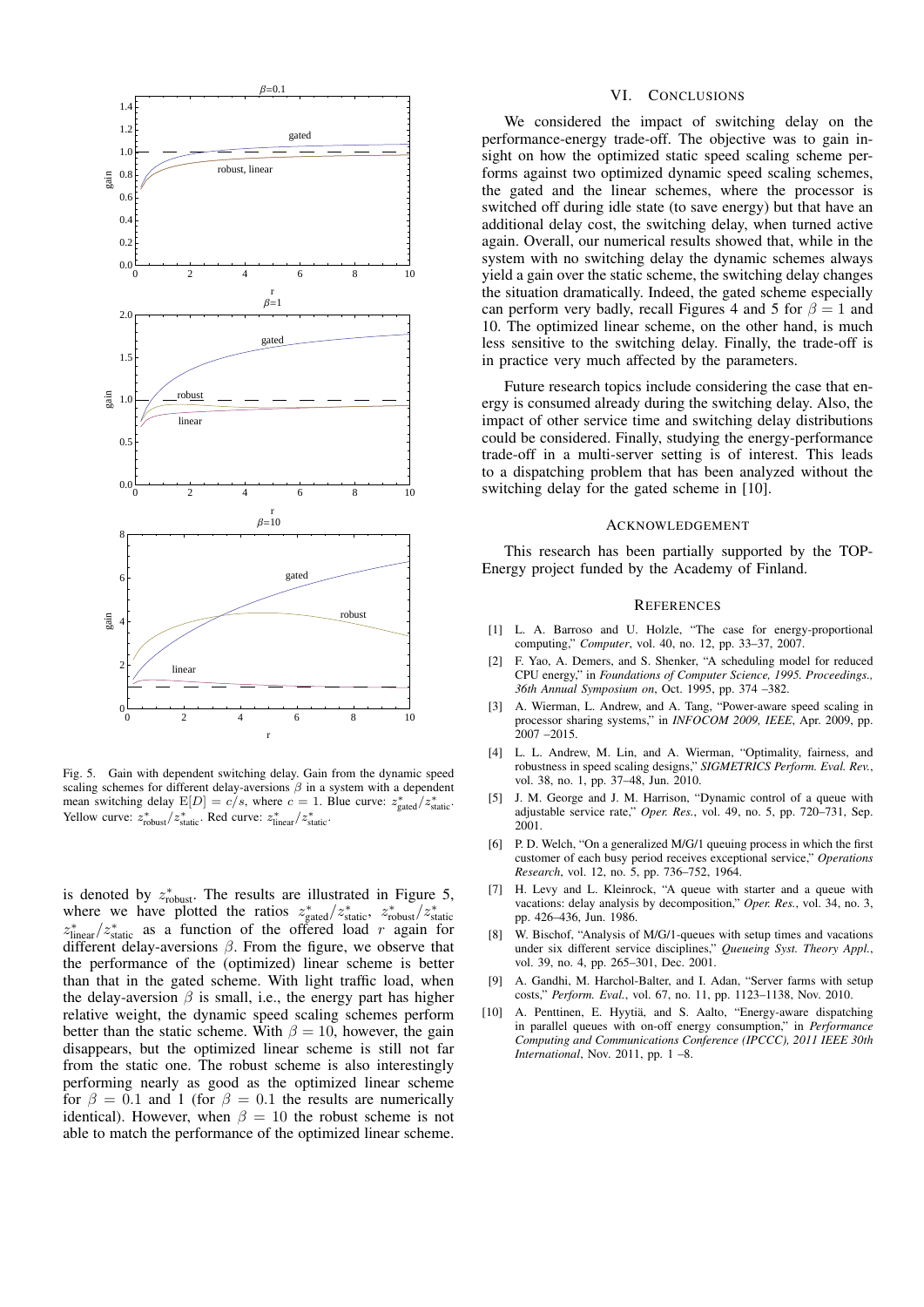β=0.1

1.4
1.2
1.0
0.8
0.6
0.4
0.2
0.0

gain

gated

robust, linear

0 2 4 6 8 10

r

β=1

2.0
1.5
1.0
0.5
0.0

gain

gated

robust

linear

0 2 4 6 8 10

r

β=10

8
6
4
2
0

gain

gated

robust

linear

0 2 4 6 8 10

r

Fig. 5. Gain with dependent switching delay. Gain from the dynamic speed scaling schemes for different delay-aversions $\beta$ in a system with a dependent mean switching delay $\mathrm{E}[D] = c/s$, where $c = 1$. Blue curve: $z^*_{\text{gated}}/z^*_{\text{static}}$. Yellow curve: $z^*_{\text{robust}}/z^*_{\text{static}}$. Red curve: $z^*_{\text{linear}}/z^*_{\text{static}}$.

is denoted by $z^*_{\text{robust}}$. The results are illustrated in Figure 5, where we have plotted the ratios $z^*_{\text{gated}}/z^*_{\text{static}}$, $z^*_{\text{robust}}/z^*_{\text{static}}$ $z^*_{\text{linear}}/z^*_{\text{static}}$ as a function of the offered load $r$ again for different delay-aversions $\beta$. From the figure, we observe that the performance of the (optimized) linear scheme is better than that in the gated scheme. With light traffic load, when the delay-aversion $\beta$ is small, i.e., the energy part has higher relative weight, the dynamic speed scaling schemes perform better than the static scheme. With $\beta = 10$, however, the gain disappears, but the optimized linear scheme is still not far from the static one. The robust scheme is also interestingly performing nearly as good as the optimized linear scheme for $\beta = 0.1$ and 1 (for $\beta = 0.1$ the results are numerically identical). However, when $\beta = 10$ the robust scheme is not able to match the performance of the optimized linear scheme.

## VI. Conclusions

We considered the impact of switching delay on the performance-energy trade-off. The objective was to gain insight on how the optimized static speed scaling scheme performs against two optimized dynamic speed scaling schemes, the gated and the linear schemes, where the processor is switched off during idle state (to save energy) but that have an additional delay cost, the switching delay, when turned active again. Overall, our numerical results showed that, while in the system with no switching delay the dynamic schemes always yield a gain over the static scheme, the switching delay changes the situation dramatically. Indeed, the gated scheme especially can perform very badly, recall Figures 4 and 5 for $\beta = 1$ and 10. The optimized linear scheme, on the other hand, is much less sensitive to the switching delay. Finally, the trade-off is in practice very much affected by the parameters.

Future research topics include considering the case that energy is consumed already during the switching delay. Also, the impact of other service time and switching delay distributions could be considered. Finally, studying the energy-performance trade-off in a multi-server setting is of interest. This leads to a dispatching problem that has been analyzed without the switching delay for the gated scheme in [10].

## Acknowledgement

This research has been partially supported by the TOP-Energy project funded by the Academy of Finland.

## References

[1] L. A. Barroso and U. Holzle, "The case for energy-proportional computing," *Computer*, vol. 40, no. 12, pp. 33–37, 2007.

[2] F. Yao, A. Demers, and S. Shenker, "A scheduling model for reduced CPU energy," in *Foundations of Computer Science, 1995. Proceedings., 36th Annual Symposium on*, Oct. 1995, pp. 374 –382.

[3] A. Wierman, L. Andrew, and A. Tang, "Power-aware speed scaling in processor sharing systems," in *INFOCOM 2009, IEEE*, Apr. 2009, pp. 2007 –2015.

[4] L. L. Andrew, M. Lin, and A. Wierman, "Optimality, fairness, and robustness in speed scaling designs," *SIGMETRICS Perform. Eval. Rev.*, vol. 38, no. 1, pp. 37–48, Jun. 2010.

[5] J. M. George and J. M. Harrison, "Dynamic control of a queue with adjustable service rate," *Oper. Res.*, vol. 49, no. 5, pp. 720–731, Sep. 2001.

[6] P. D. Welch, "On a generalized M/G/1 queuing process in which the first customer of each busy period receives exceptional service," *Operations Research*, vol. 12, no. 5, pp. 736–752, 1964.

[7] H. Levy and L. Kleinrock, "A queue with starter and a queue with vacations: delay analysis by decomposition," *Oper. Res.*, vol. 34, no. 3, pp. 426–436, Jun. 1986.

[8] W. Bischof, "Analysis of M/G/1-queues with setup times and vacations under six different service disciplines," *Queueing Syst. Theory Appl.*, vol. 39, no. 4, pp. 265–301, Dec. 2001.

[9] A. Gandhi, M. Harchol-Balter, and I. Adan, "Server farms with setup costs," *Perform. Eval.*, vol. 67, no. 11, pp. 1123–1138, Nov. 2010.

[10] A. Penttinen, E. Hyytiä, and S. Aalto, "Energy-aware dispatching in parallel queues with on-off energy consumption," in *Performance Computing and Communications Conference (IPCCC), 2011 IEEE 30th International*, Nov. 2011, pp. 1 –8.